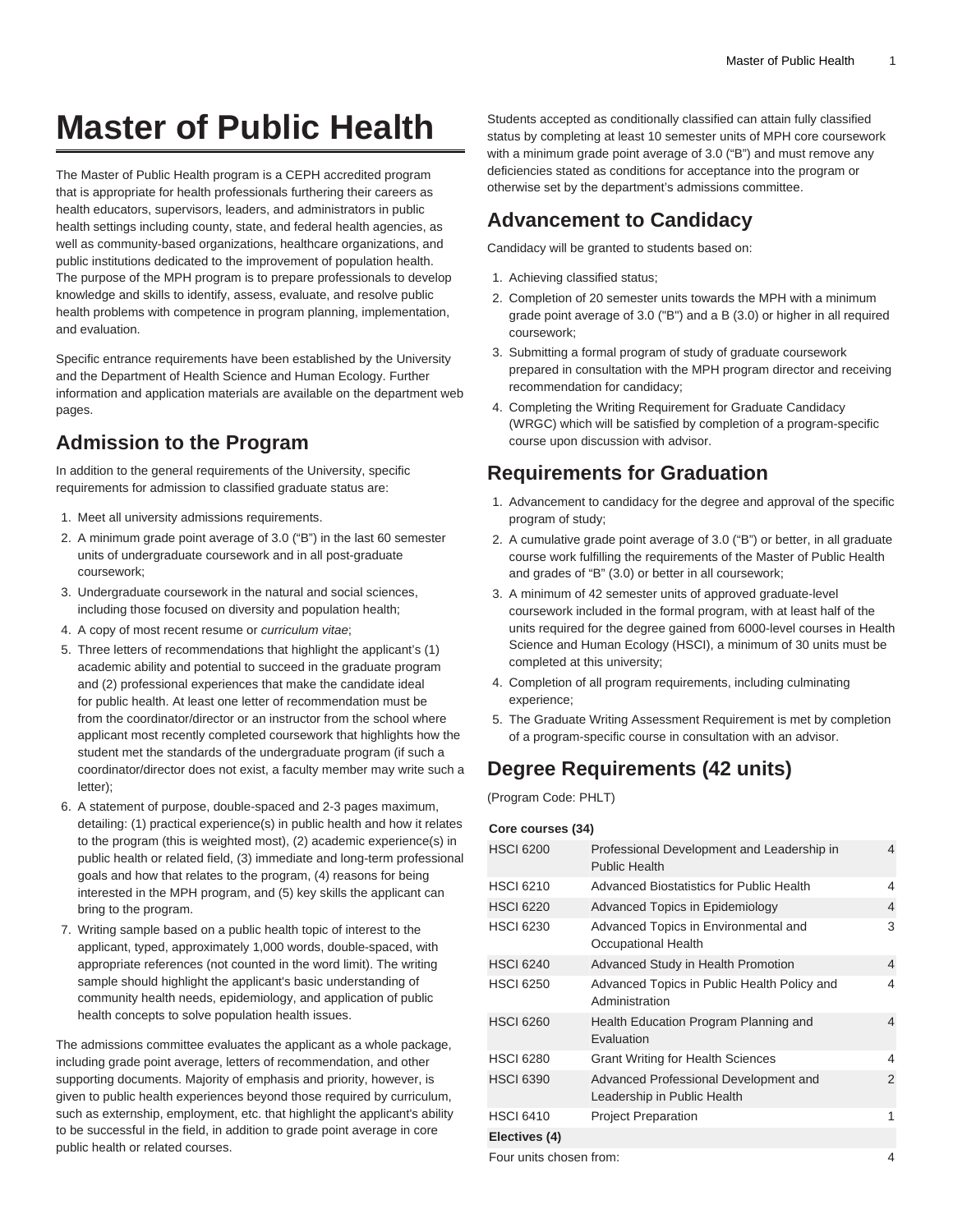# Master of Public Health

The Master of Public Health program is a CEPH accredited program that is appropriate for health professionals furthering their careers as health educators, supervisors, leaders, and administrators in public health settings including county, state, and federal health agencies, as well as community-based organizations, healthcare organizations, and public institutions dedicated to the improvement of population health. The purpose of the MPH program is to prepare professionals to develop knowledge and skills to identify, assess, evaluate, and resolve public health problems with competence in program planning, implementation, and evaluation.

Specific entrance requirements have been established by the University and the Department of Health Science and Human Ecology. Further information and application materials are available on the department web pages.

## Admission to the Program

In addition to the general requirements of the University, specific requirements for admission to classified graduate status are:

1. Meet all university admissions requirements.
2. A minimum grade point average of 3.0 ("B") in the last 60 semester units of undergraduate coursework and in all post-graduate coursework;
3. Undergraduate coursework in the natural and social sciences, including those focused on diversity and population health;
4. A copy of most recent resume or *curriculum vitae*;
5. Three letters of recommendations that highlight the applicant's (1) academic ability and potential to succeed in the graduate program and (2) professional experiences that make the candidate ideal for public health. At least one letter of recommendation must be from the coordinator/director or an instructor from the school where applicant most recently completed coursework that highlights how the student met the standards of the undergraduate program (if such a coordinator/director does not exist, a faculty member may write such a letter);
6. A statement of purpose, double-spaced and 2-3 pages maximum, detailing: (1) practical experience(s) in public health and how it relates to the program (this is weighted most), (2) academic experience(s) in public health or related field, (3) immediate and long-term professional goals and how that relates to the program, (4) reasons for being interested in the MPH program, and (5) key skills the applicant can bring to the program.
7. Writing sample based on a public health topic of interest to the applicant, typed, approximately 1,000 words, double-spaced, with appropriate references (not counted in the word limit). The writing sample should highlight the applicant's basic understanding of community health needs, epidemiology, and application of public health concepts to solve population health issues.

The admissions committee evaluates the applicant as a whole package, including grade point average, letters of recommendation, and other supporting documents. Majority of emphasis and priority, however, is given to public health experiences beyond those required by curriculum, such as externship, employment, etc. that highlight the applicant's ability to be successful in the field, in addition to grade point average in core public health or related courses.

Students accepted as conditionally classified can attain fully classified status by completing at least 10 semester units of MPH core coursework with a minimum grade point average of 3.0 ("B") and must remove any deficiencies stated as conditions for acceptance into the program or otherwise set by the department's admissions committee.

## Advancement to Candidacy

Candidacy will be granted to students based on:

1. Achieving classified status;
2. Completion of 20 semester units towards the MPH with a minimum grade point average of 3.0 ("B") and a B (3.0) or higher in all required coursework;
3. Submitting a formal program of study of graduate coursework prepared in consultation with the MPH program director and receiving recommendation for candidacy;
4. Completing the Writing Requirement for Graduate Candidacy (WRGC) which will be satisfied by completion of a program-specific course upon discussion with advisor.

## Requirements for Graduation

1. Advancement to candidacy for the degree and approval of the specific program of study;
2. A cumulative grade point average of 3.0 ("B") or better, in all graduate course work fulfilling the requirements of the Master of Public Health and grades of "B" (3.0) or better in all coursework;
3. A minimum of 42 semester units of approved graduate-level coursework included in the formal program, with at least half of the units required for the degree gained from 6000-level courses in Health Science and Human Ecology (HSCI), a minimum of 30 units must be completed at this university;
4. Completion of all program requirements, including culminating experience;
5. The Graduate Writing Assessment Requirement is met by completion of a program-specific course in consultation with an advisor.

## Degree Requirements (42 units)

(Program Code: PHLT)

| Core courses (34) | | |
|---|---|---|
| HSCI 6200 | Professional Development and Leadership in Public Health | 4 |
| HSCI 6210 | Advanced Biostatistics for Public Health | 4 |
| HSCI 6220 | Advanced Topics in Epidemiology | 4 |
| HSCI 6230 | Advanced Topics in Environmental and Occupational Health | 3 |
| HSCI 6240 | Advanced Study in Health Promotion | 4 |
| HSCI 6250 | Advanced Topics in Public Health Policy and Administration | 4 |
| HSCI 6260 | Health Education Program Planning and Evaluation | 4 |
| HSCI 6280 | Grant Writing for Health Sciences | 4 |
| HSCI 6390 | Advanced Professional Development and Leadership in Public Health | 2 |
| HSCI 6410 | Project Preparation | 1 |
| **Electives (4)** | | |
| Four units chosen from: | | 4 |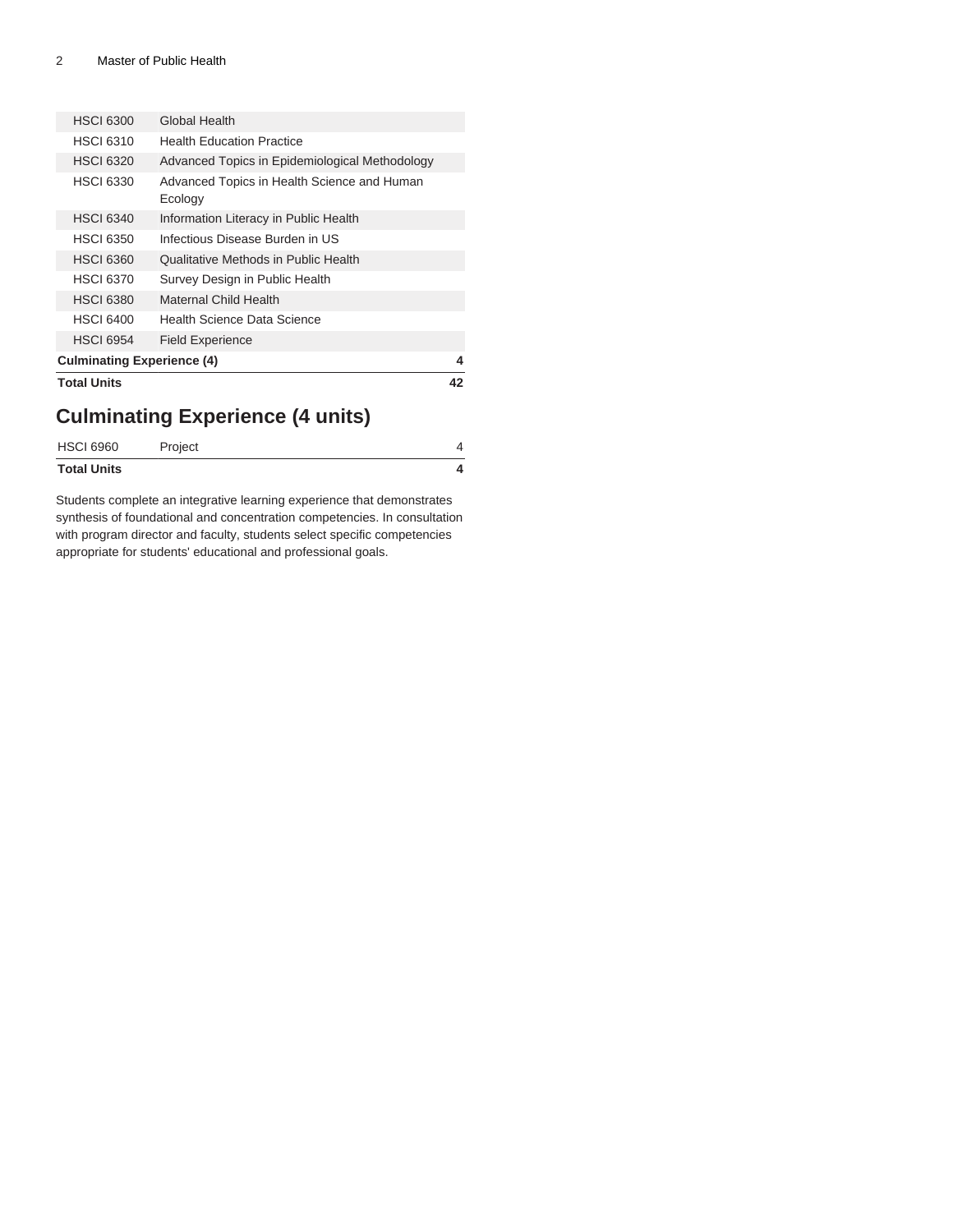| | | |
|---|---|---|
| HSCI 6300 | Global Health | |
| HSCI 6310 | Health Education Practice | |
| HSCI 6320 | Advanced Topics in Epidemiological Methodology | |
| HSCI 6330 | Advanced Topics in Health Science and Human Ecology | |
| HSCI 6340 | Information Literacy in Public Health | |
| HSCI 6350 | Infectious Disease Burden in US | |
| HSCI 6360 | Qualitative Methods in Public Health | |
| HSCI 6370 | Survey Design in Public Health | |
| HSCI 6380 | Maternal Child Health | |
| HSCI 6400 | Health Science Data Science | |
| HSCI 6954 | Field Experience | |
| **Culminating Experience (4)** | | **4** |
| **Total Units** | | **42** |

## Culminating Experience (4 units)

| | | |
|---|---|---|
| HSCI 6960 | Project | 4 |
| **Total Units** | | **4** |

Students complete an integrative learning experience that demonstrates synthesis of foundational and concentration competencies. In consultation with program director and faculty, students select specific competencies appropriate for students' educational and professional goals.